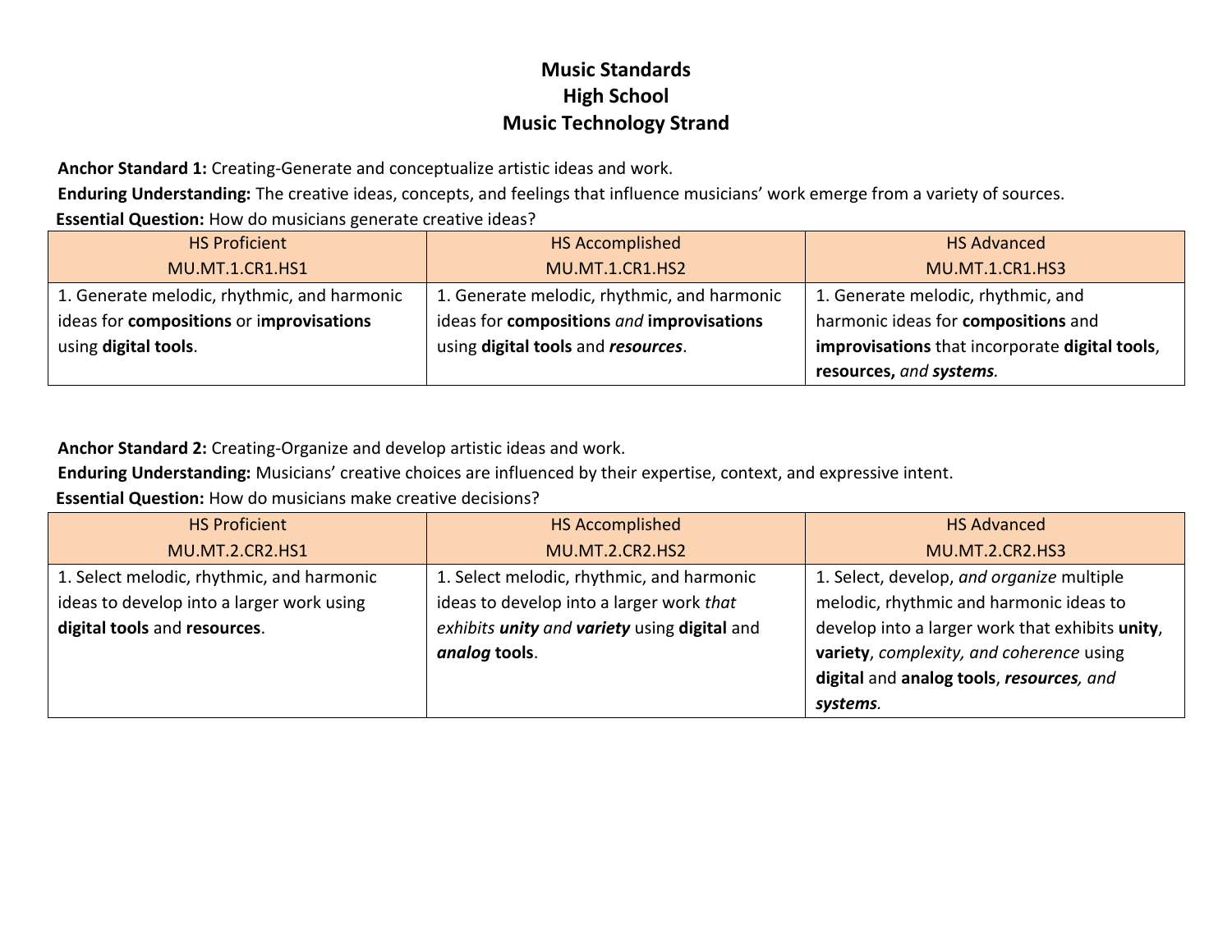# Music Standards
## High School
## Music Technology Strand

**Anchor Standard 1:** Creating-Generate and conceptualize artistic ideas and work.
**Enduring Understanding:** The creative ideas, concepts, and feelings that influence musicians' work emerge from a variety of sources.
**Essential Question:** How do musicians generate creative ideas?

| HS Proficient MU.MT.1.CR1.HS1 | HS Accomplished MU.MT.1.CR1.HS2 | HS Advanced MU.MT.1.CR1.HS3 |
|---|---|---|
| 1. Generate melodic, rhythmic, and harmonic ideas for **compositions** or **improvisations** using **digital tools**. | 1. Generate melodic, rhythmic, and harmonic ideas for **compositions** *and* **improvisations** using **digital tools** and ***resources***. | 1. Generate melodic, rhythmic, and harmonic ideas for **compositions** and **improvisations** that incorporate **digital tools**, **resources,** *and* ***systems***. |

**Anchor Standard 2:** Creating-Organize and develop artistic ideas and work.
**Enduring Understanding:** Musicians' creative choices are influenced by their expertise, context, and expressive intent.
**Essential Question:** How do musicians make creative decisions?

| HS Proficient MU.MT.2.CR2.HS1 | HS Accomplished MU.MT.2.CR2.HS2 | HS Advanced MU.MT.2.CR2.HS3 |
|---|---|---|
| 1. Select melodic, rhythmic, and harmonic ideas to develop into a larger work using **digital tools** and **resources**. | 1. Select melodic, rhythmic, and harmonic ideas to develop into a larger work *that exhibits* ***unity*** *and* ***variety*** using **digital** and ***analog*** **tools**. | 1. Select, develop, *and organize* multiple melodic, rhythmic and harmonic ideas to develop into a larger work that exhibits **unity**, **variety**, *complexity, and coherence* using **digital** and **analog tools**, ***resources****, and* ***systems***. |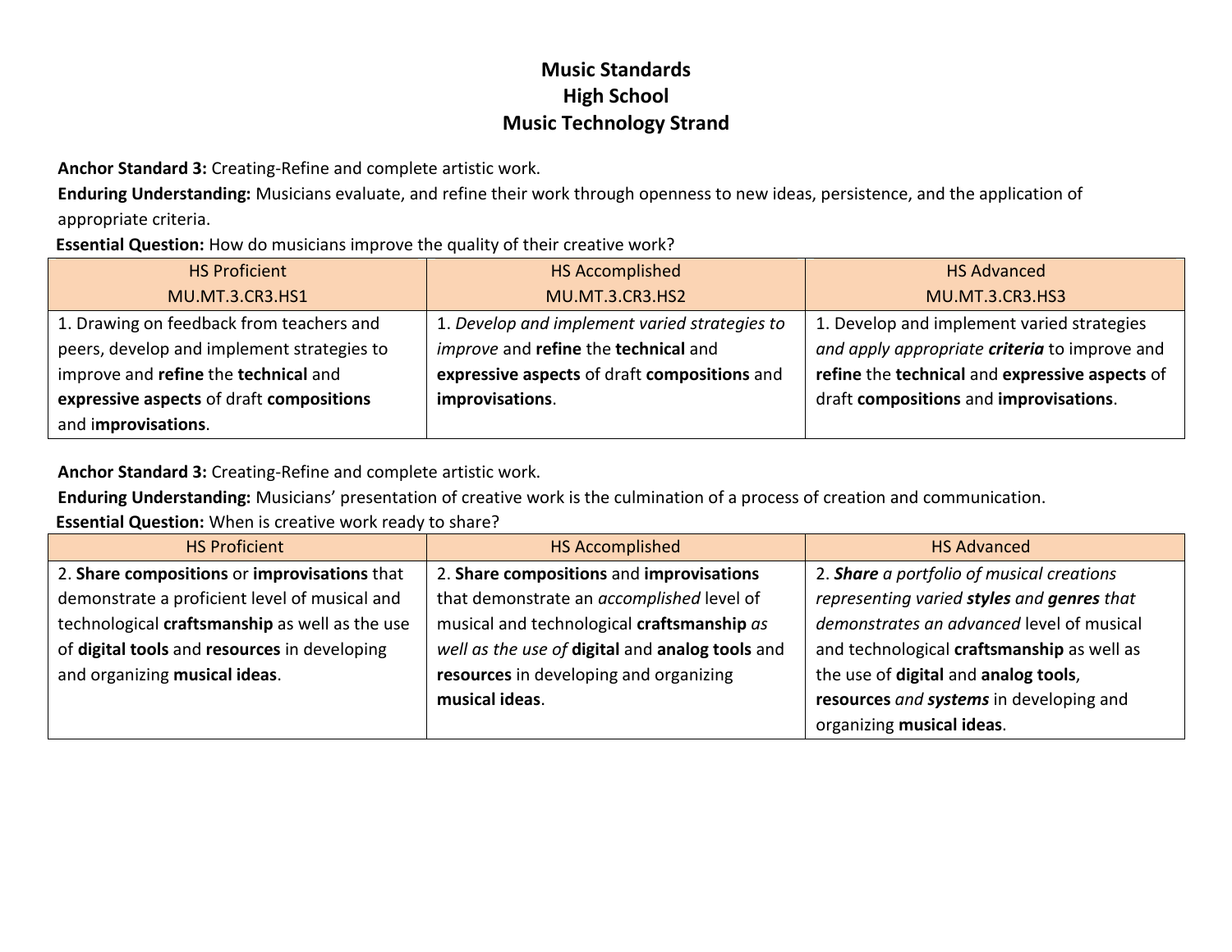# Music Standards
## High School
## Music Technology Strand

**Anchor Standard 3:** Creating-Refine and complete artistic work.

**Enduring Understanding:** Musicians evaluate, and refine their work through openness to new ideas, persistence, and the application of appropriate criteria.

**Essential Question:** How do musicians improve the quality of their creative work?

| HS Proficient<br>MU.MT.3.CR3.HS1 | HS Accomplished<br>MU.MT.3.CR3.HS2 | HS Advanced<br>MU.MT.3.CR3.HS3 |
| --- | --- | --- |
| 1. Drawing on feedback from teachers and peers, develop and implement strategies to improve and **refine** the **technical** and **expressive aspects** of draft **compositions** and i**mprovisations**. | 1. *Develop and implement varied strategies to improve* and **refine** the **technical** and **expressive aspects** of draft **compositions** and **improvisations**. | 1. Develop and implement varied strategies *and apply appropriate* ***criteria*** to improve and **refine** the **technical** and **expressive aspects** of draft **compositions** and **improvisations**. |

**Anchor Standard 3:** Creating-Refine and complete artistic work.

**Enduring Understanding:** Musicians' presentation of creative work is the culmination of a process of creation and communication.

**Essential Question:** When is creative work ready to share?

| HS Proficient | HS Accomplished | HS Advanced |
| --- | --- | --- |
| 2. **Share compositions** or **improvisations** that demonstrate a proficient level of musical and technological **craftsmanship** as well as the use of **digital tools** and **resources** in developing and organizing **musical ideas**. | 2. **Share compositions** and **improvisations** that demonstrate an *accomplished* level of musical and technological **craftsmanship** *as well as the use of* **digital** and **analog tools** and **resources** in developing and organizing **musical ideas**. | 2. ***Share*** *a portfolio of musical creations representing varied* ***styles*** *and* ***genres*** *that demonstrates an advanced* level of musical and technological **craftsmanship** as well as the use of **digital** and **analog tools**, **resources** *and* ***systems*** in developing and organizing **musical ideas**. |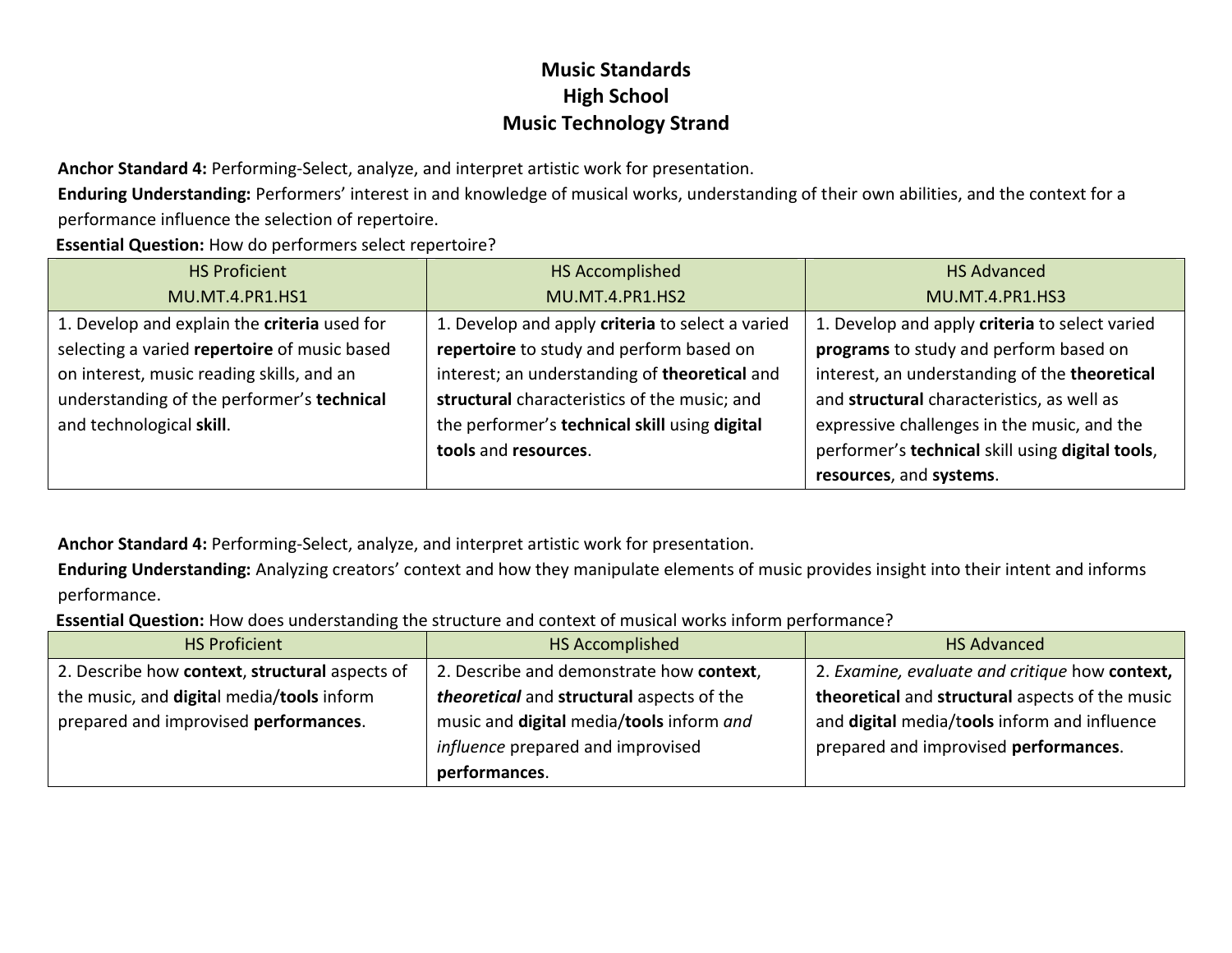# Music Standards
## High School
## Music Technology Strand

**Anchor Standard 4:** Performing-Select, analyze, and interpret artistic work for presentation.
**Enduring Understanding:** Performers' interest in and knowledge of musical works, understanding of their own abilities, and the context for a performance influence the selection of repertoire.
**Essential Question:** How do performers select repertoire?

| HS Proficient<br>MU.MT.4.PR1.HS1 | HS Accomplished<br>MU.MT.4.PR1.HS2 | HS Advanced<br>MU.MT.4.PR1.HS3 |
|---|---|---|
| 1. Develop and explain the **criteria** used for selecting a varied **repertoire** of music based on interest, music reading skills, and an understanding of the performer's **technical** and technological **skill**. | 1. Develop and apply **criteria** to select a varied **repertoire** to study and perform based on interest; an understanding of **theoretical** and **structural** characteristics of the music; and the performer's **technical skill** using **digital tools** and **resources**. | 1. Develop and apply **criteria** to select varied **programs** to study and perform based on interest, an understanding of the **theoretical** and **structural** characteristics, as well as expressive challenges in the music, and the performer's **technical** skill using **digital tools**, **resources**, and **systems**. |

**Anchor Standard 4:** Performing-Select, analyze, and interpret artistic work for presentation.
**Enduring Understanding:** Analyzing creators' context and how they manipulate elements of music provides insight into their intent and informs performance.
**Essential Question:** How does understanding the structure and context of musical works inform performance?

| HS Proficient | HS Accomplished | HS Advanced |
|---|---|---|
| 2. Describe how **context**, **structural** aspects of the music, and **digita**l media/**tools** inform prepared and improvised **performances**. | 2. Describe and demonstrate how **context**, ***theoretical*** and **structural** aspects of the music and **digital** media/**tools** inform *and influence* prepared and improvised **performances**. | 2. *Examine, evaluate and critique* how **context, theoretical** and **structural** aspects of the music and **digital** media/t**ools** inform and influence prepared and improvised **performances**. |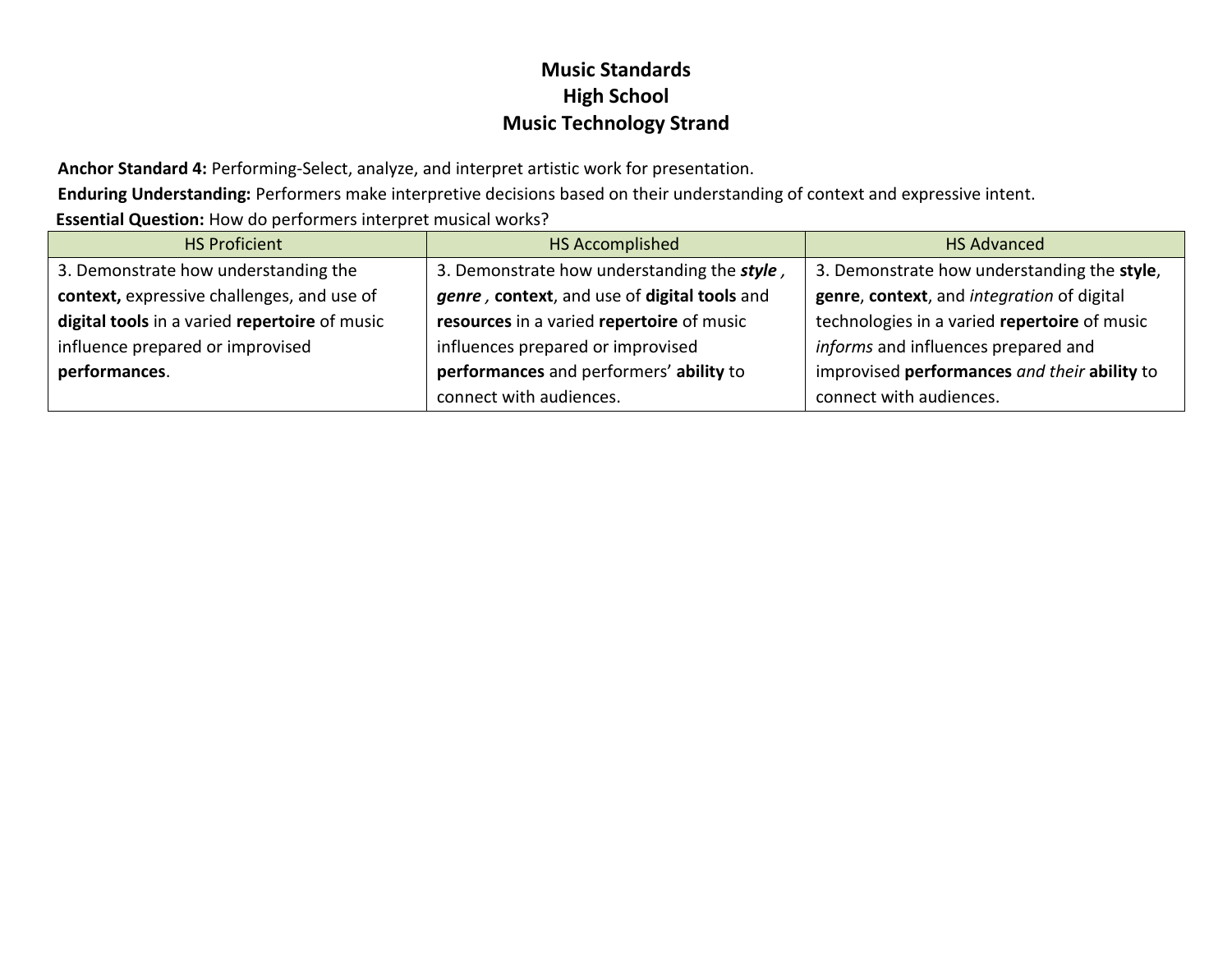# Music Standards
## High School
## Music Technology Strand

**Anchor Standard 4:** Performing-Select, analyze, and interpret artistic work for presentation.

**Enduring Understanding:** Performers make interpretive decisions based on their understanding of context and expressive intent.

**Essential Question:** How do performers interpret musical works?

| HS Proficient | HS Accomplished | HS Advanced |
|---|---|---|
| 3. Demonstrate how understanding the **context,** expressive challenges, and use of **digital tools** in a varied **repertoire** of music influence prepared or improvised **performances**. | 3. Demonstrate how understanding the ***style*** **,** ***genre*** **,** **context**, and use of **digital tools** and **resources** in a varied **repertoire** of music influences prepared or improvised **performances** and performers' **ability** to connect with audiences. | 3. Demonstrate how understanding the **style**, **genre**, **context**, and *integration* of digital technologies in a varied **repertoire** of music *informs* and influences prepared and improvised **performances** *and their* **ability** to connect with audiences. |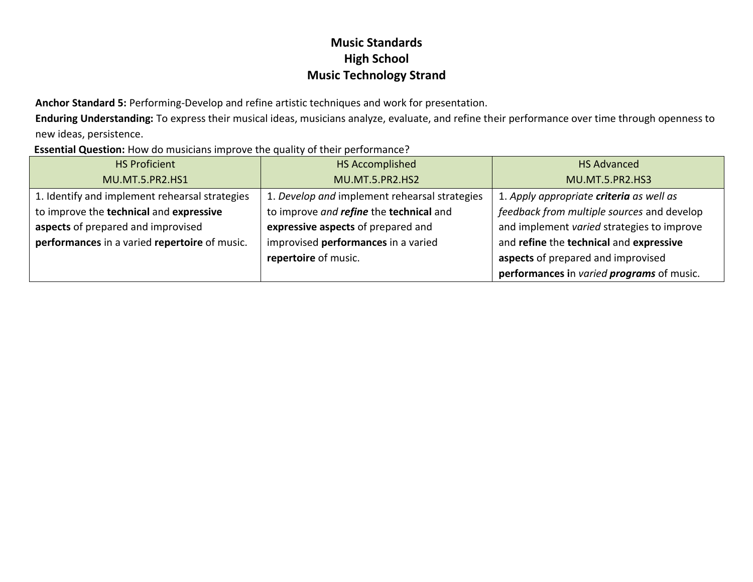# Music Standards
## High School
## Music Technology Strand

**Anchor Standard 5:** Performing-Develop and refine artistic techniques and work for presentation.

**Enduring Understanding:** To express their musical ideas, musicians analyze, evaluate, and refine their performance over time through openness to new ideas, persistence.

**Essential Question:** How do musicians improve the quality of their performance?

| HS Proficient<br>MU.MT.5.PR2.HS1 | HS Accomplished<br>MU.MT.5.PR2.HS2 | HS Advanced<br>MU.MT.5.PR2.HS3 |
|---|---|---|
| 1. Identify and implement rehearsal strategies to improve the **technical** and **expressive aspects** of prepared and improvised **performances** in a varied **repertoire** of music. | 1. *Develop and* implement rehearsal strategies to improve *and **refine*** the **technical** and **expressive aspects** of prepared and improvised **performances** in a varied **repertoire** of music. | 1. *Apply appropriate **criteria** as well as feedback from multiple sources* and develop and implement *varied* strategies to improve and **refine** the **technical** and **expressive aspects** of prepared and improvised **performances i**n *varied **programs*** of music. |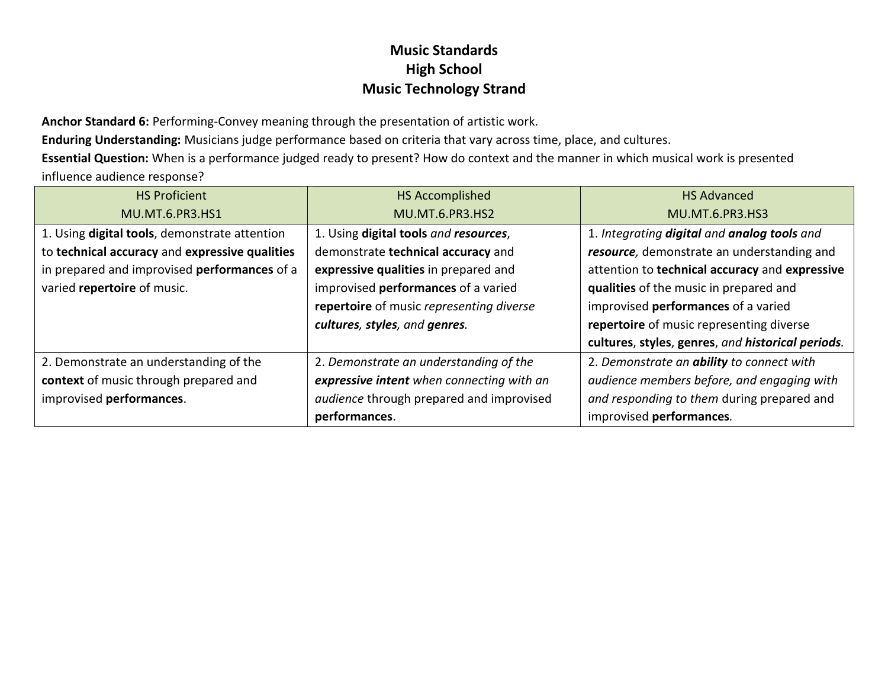# Music Standards
## High School
## Music Technology Strand

**Anchor Standard 6:** Performing-Convey meaning through the presentation of artistic work.
**Enduring Understanding:** Musicians judge performance based on criteria that vary across time, place, and cultures.
**Essential Question:** When is a performance judged ready to present? How do context and the manner in which musical work is presented influence audience response?

| HS Proficient<br>MU.MT.6.PR3.HS1 | HS Accomplished<br>MU.MT.6.PR3.HS2 | HS Advanced<br>MU.MT.6.PR3.HS3 |
|---|---|---|
| 1. Using **digital tools**, demonstrate attention to **technical accuracy** and **expressive qualities** in prepared and improvised **performances** of a varied **repertoire** of music. | 1. Using **digital tools** *and* ***resources***, demonstrate **technical accuracy** and **expressive qualities** in prepared and improvised **performances** of a varied **repertoire** of music *representing diverse* ***cultures****,* ***styles****, and* ***genres****.* | 1. *Integrating* ***digital*** *and* ***analog tools*** *and* ***resource****,* demonstrate an understanding and attention to **technical accuracy** and **expressive qualities** of the music in prepared and improvised **performances** of a varied **repertoire** of music representing diverse **cultures**, **styles**, **genres**, *and* ***historical periods****.* |
| 2. Demonstrate an understanding of the **context** of music through prepared and improvised **performances**. | 2. *Demonstrate an understanding of the* ***expressive intent*** *when connecting with an audience* through prepared and improvised **performances**. | 2. *Demonstrate an* ***ability*** *to connect with audience members before, and engaging with and responding to them* during prepared and improvised **performances***.* |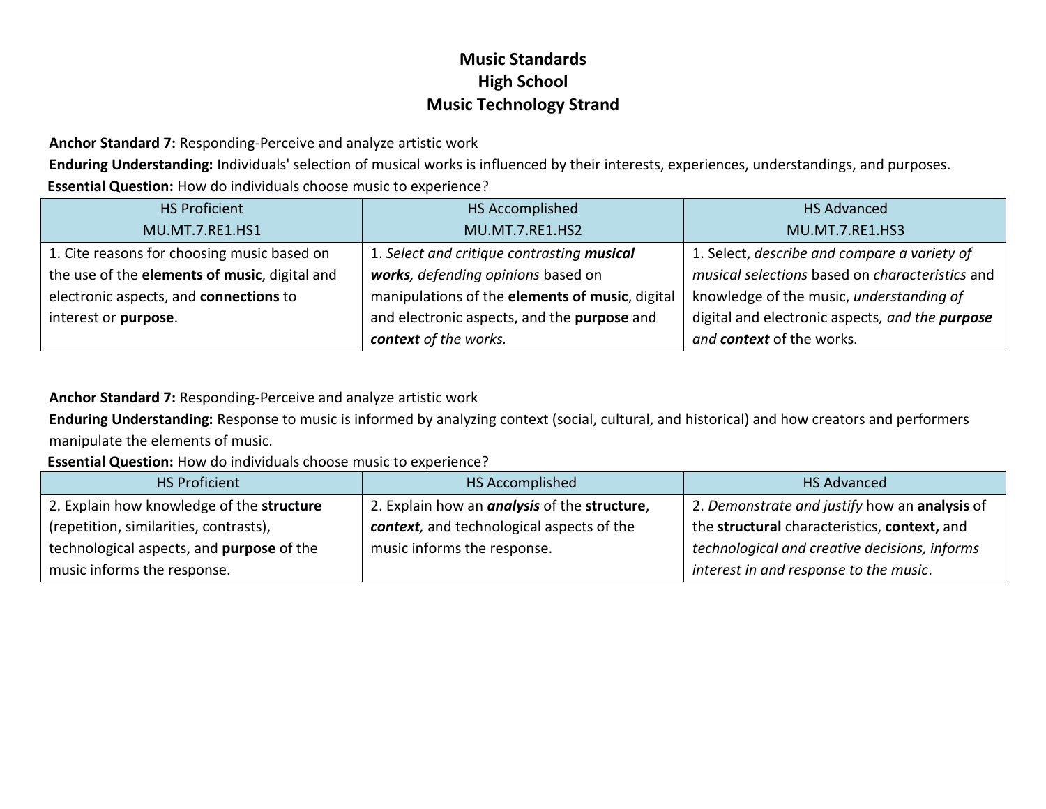# Music Standards
## High School
## Music Technology Strand

**Anchor Standard 7:** Responding-Perceive and analyze artistic work

**Enduring Understanding:** Individuals' selection of musical works is influenced by their interests, experiences, understandings, and purposes.

**Essential Question:** How do individuals choose music to experience?

| HS Proficient<br>MU.MT.7.RE1.HS1 | HS Accomplished<br>MU.MT.7.RE1.HS2 | HS Advanced<br>MU.MT.7.RE1.HS3 |
|---|---|---|
| 1. Cite reasons for choosing music based on the use of the **elements of music**, digital and electronic aspects, and **connections** to interest or **purpose**. | 1. *Select and critique contrasting **musical works**, defending opinions* based on manipulations of the **elements of music**, digital and electronic aspects, and the **purpose** and ***context*** *of the works.* | 1. Select, *describe and compare a variety of musical selections* based on *characteristics* and knowledge of the music, *understanding of* digital and electronic aspects*, and the **purpose** and **context*** of the works. |

**Anchor Standard 7:** Responding-Perceive and analyze artistic work

**Enduring Understanding:** Response to music is informed by analyzing context (social, cultural, and historical) and how creators and performers manipulate the elements of music.

**Essential Question:** How do individuals choose music to experience?

| HS Proficient | HS Accomplished | HS Advanced |
|---|---|---|
| 2. Explain how knowledge of the **structure** (repetition, similarities, contrasts), technological aspects, and **purpose** of the music informs the response. | 2. Explain how an ***analysis*** of the **structure**, ***context**,* and technological aspects of the music informs the response. | 2. *Demonstrate and justify* how an **analysis** of the **structural** characteristics, **context,** and *technological and creative decisions, informs interest in and response to the music*. |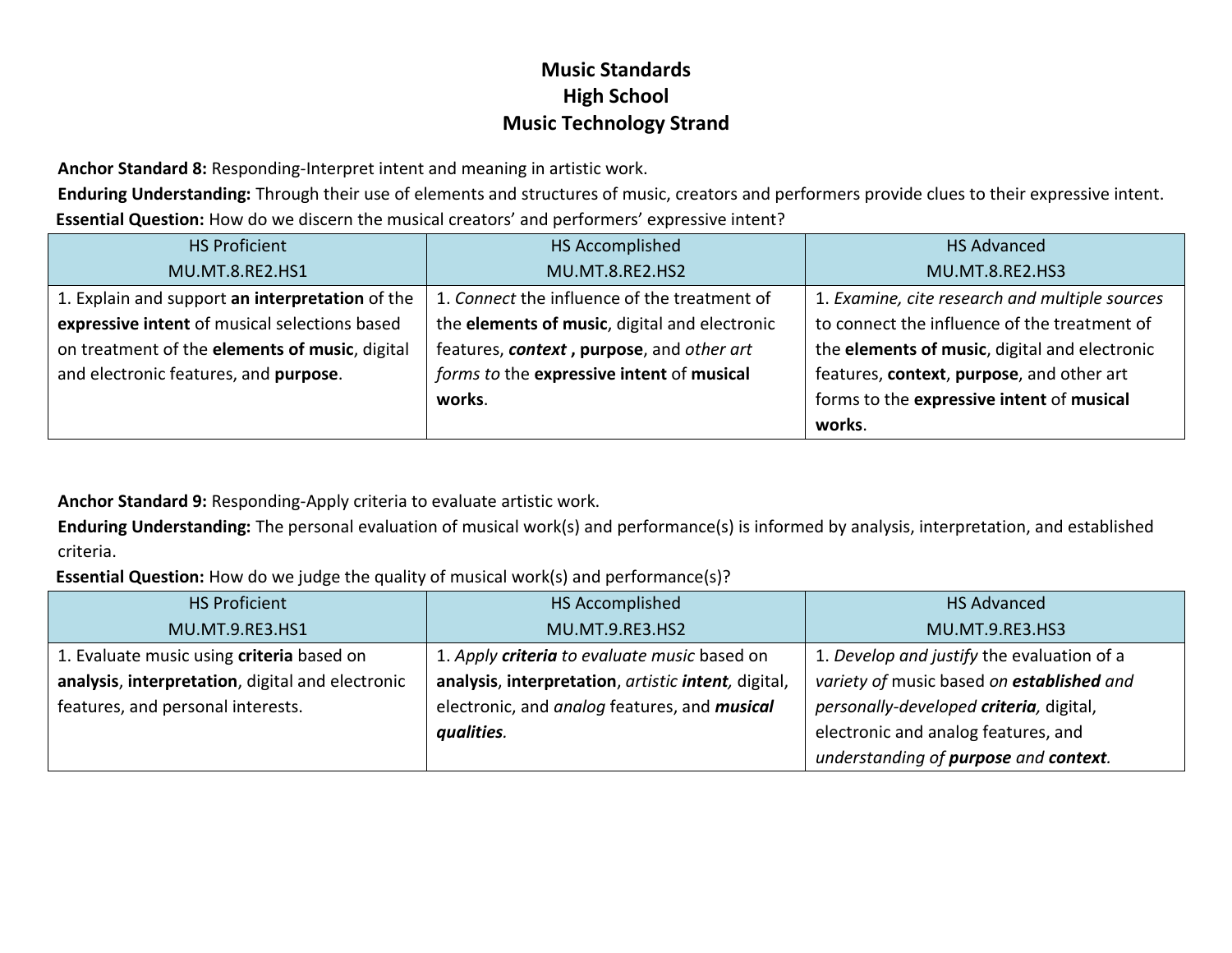# Music Standards
## High School
## Music Technology Strand

**Anchor Standard 8:** Responding-Interpret intent and meaning in artistic work.

**Enduring Understanding:** Through their use of elements and structures of music, creators and performers provide clues to their expressive intent.

**Essential Question:** How do we discern the musical creators' and performers' expressive intent?

| HS Proficient<br>MU.MT.8.RE2.HS1 | HS Accomplished<br>MU.MT.8.RE2.HS2 | HS Advanced<br>MU.MT.8.RE2.HS3 |
|---|---|---|
| 1. Explain and support **an interpretation** of the **expressive intent** of musical selections based on treatment of the **elements of music**, digital and electronic features, and **purpose**. | 1. *Connect* the influence of the treatment of the **elements of music**, digital and electronic features, ***context*** **, purpose**, and *other art forms to* the **expressive intent** of **musical works**. | 1. *Examine, cite research and multiple sources* to connect the influence of the treatment of the **elements of music**, digital and electronic features, **context**, **purpose**, and other art forms to the **expressive intent** of **musical works**. |

**Anchor Standard 9:** Responding-Apply criteria to evaluate artistic work.

**Enduring Understanding:** The personal evaluation of musical work(s) and performance(s) is informed by analysis, interpretation, and established criteria.

**Essential Question:** How do we judge the quality of musical work(s) and performance(s)?

| HS Proficient<br>MU.MT.9.RE3.HS1 | HS Accomplished<br>MU.MT.9.RE3.HS2 | HS Advanced<br>MU.MT.9.RE3.HS3 |
|---|---|---|
| 1. Evaluate music using **criteria** based on **analysis**, **interpretation**, digital and electronic features, and personal interests. | 1. *Apply* ***criteria*** *to evaluate music* based on **analysis**, **interpretation**, *artistic* ***intent,*** digital, electronic, and *analog* features, and ***musical qualities.*** | 1. *Develop and justify* the evaluation of a *variety of* music based *on* ***established*** *and personally-developed* ***criteria,*** digital, electronic and analog features, and *understanding of* ***purpose*** *and* ***context.*** |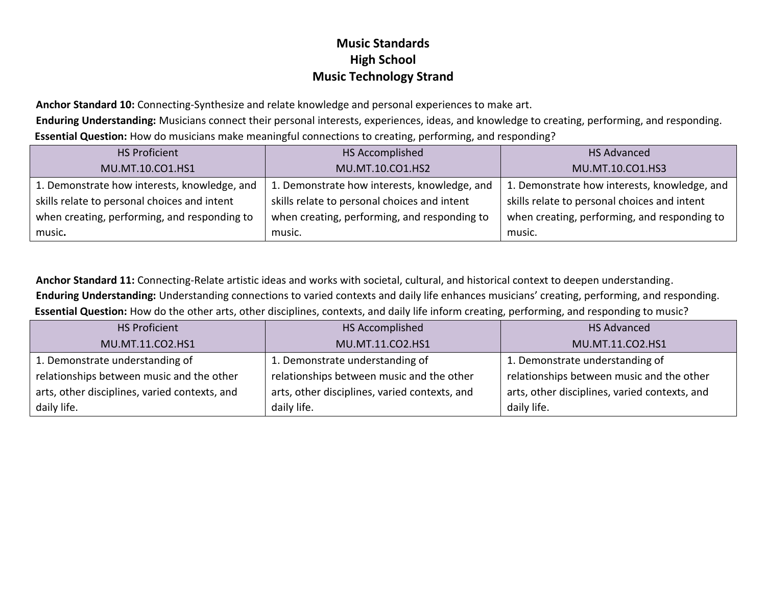# Music Standards
## High School
## Music Technology Strand

**Anchor Standard 10:** Connecting-Synthesize and relate knowledge and personal experiences to make art.
**Enduring Understanding:** Musicians connect their personal interests, experiences, ideas, and knowledge to creating, performing, and responding.
**Essential Question:** How do musicians make meaningful connections to creating, performing, and responding?

| HS Proficient<br>MU.MT.10.CO1.HS1 | HS Accomplished<br>MU.MT.10.CO1.HS2 | HS Advanced<br>MU.MT.10.CO1.HS3 |
|---|---|---|
| 1. Demonstrate how interests, knowledge, and skills relate to personal choices and intent when creating, performing, and responding to music. | 1. Demonstrate how interests, knowledge, and skills relate to personal choices and intent when creating, performing, and responding to music. | 1. Demonstrate how interests, knowledge, and skills relate to personal choices and intent when creating, performing, and responding to music. |

**Anchor Standard 11:** Connecting-Relate artistic ideas and works with societal, cultural, and historical context to deepen understanding.
**Enduring Understanding:** Understanding connections to varied contexts and daily life enhances musicians' creating, performing, and responding.
**Essential Question:** How do the other arts, other disciplines, contexts, and daily life inform creating, performing, and responding to music?

| HS Proficient<br>MU.MT.11.CO2.HS1 | HS Accomplished<br>MU.MT.11.CO2.HS1 | HS Advanced<br>MU.MT.11.CO2.HS1 |
|---|---|---|
| 1. Demonstrate understanding of relationships between music and the other arts, other disciplines, varied contexts, and daily life. | 1. Demonstrate understanding of relationships between music and the other arts, other disciplines, varied contexts, and daily life. | 1. Demonstrate understanding of relationships between music and the other arts, other disciplines, varied contexts, and daily life. |